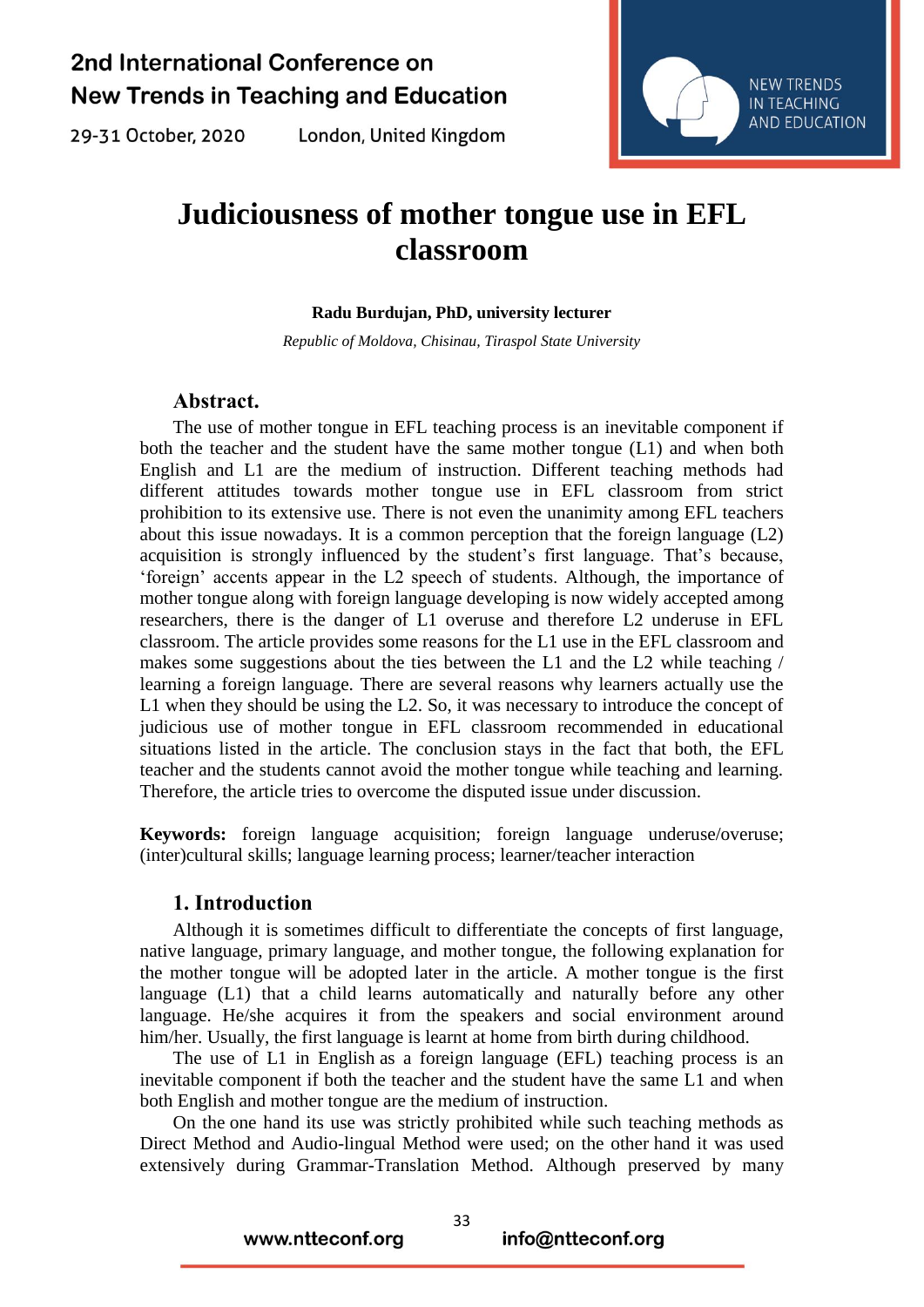# Judiciousness of mother tongue use in EFL classroom

**Radu Burdujan, PhD, university lecturer**

*Republic of Moldova, Chisinau, Tiraspol State University*

## Abstract.

The use of mother tongue in EFL teaching process is an inevitable component if both the teacher and the student have the same mother tongue (L1) and when both English and L1 are the medium of instruction. Different teaching methods had different attitudes towards mother tongue use in EFL classroom from strict prohibition to its extensive use. There is not even the unanimity among EFL teachers about this issue nowadays. It is a common perception that the foreign language (L2) acquisition is strongly influenced by the student's first language. That's because, 'foreign' accents appear in the L2 speech of students. Although, the importance of mother tongue along with foreign language developing is now widely accepted among researchers, there is the danger of L1 overuse and therefore L2 underuse in EFL classroom. The article provides some reasons for the L1 use in the EFL classroom and makes some suggestions about the ties between the L1 and the L2 while teaching / learning a foreign language. There are several reasons why learners actually use the L1 when they should be using the L2. So, it was necessary to introduce the concept of judicious use of mother tongue in EFL classroom recommended in educational situations listed in the article. The conclusion stays in the fact that both, the EFL teacher and the students cannot avoid the mother tongue while teaching and learning. Therefore, the article tries to overcome the disputed issue under discussion.

**Keywords:** foreign language acquisition; foreign language underuse/overuse; (inter)cultural skills; language learning process; learner/teacher interaction

## 1. Introduction

Although it is sometimes difficult to differentiate the concepts of first language, native language, primary language, and mother tongue, the following explanation for the mother tongue will be adopted later in the article. A mother tongue is the first language (L1) that a child learns automatically and naturally before any other language. He/she acquires it from the speakers and social environment around him/her. Usually, the first language is learnt at home from birth during childhood.

The use of L1 in English as a foreign language (EFL) teaching process is an inevitable component if both the teacher and the student have the same L1 and when both English and mother tongue are the medium of instruction.

On the one hand its use was strictly prohibited while such teaching methods as Direct Method and Audio-lingual Method were used; on the other hand it was used extensively during Grammar-Translation Method. Although preserved by many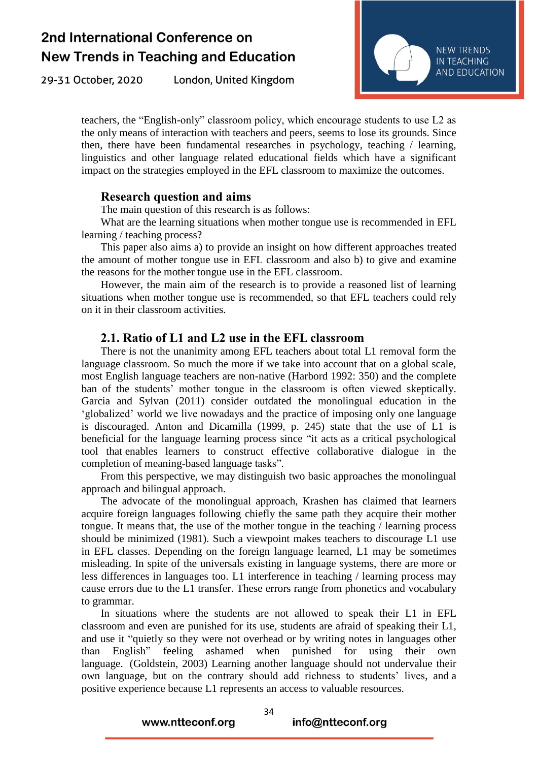teachers, the "English-only" classroom policy, which encourage students to use L2 as the only means of interaction with teachers and peers, seems to lose its grounds. Since then, there have been fundamental researches in psychology, teaching / learning, linguistics and other language related educational fields which have a significant impact on the strategies employed in the EFL classroom to maximize the outcomes.

## Research question and aims

The main question of this research is as follows:

What are the learning situations when mother tongue use is recommended in EFL learning / teaching process?

This paper also aims a) to provide an insight on how different approaches treated the amount of mother tongue use in EFL classroom and also b) to give and examine the reasons for the mother tongue use in the EFL classroom.

However, the main aim of the research is to provide a reasoned list of learning situations when mother tongue use is recommended, so that EFL teachers could rely on it in their classroom activities.

## 2.1. Ratio of L1 and L2 use in the EFL classroom

There is not the unanimity among EFL teachers about total L1 removal form the language classroom. So much the more if we take into account that on a global scale, most English language teachers are non-native (Harbord 1992: 350) and the complete ban of the students' mother tongue in the classroom is often viewed skeptically. Garcia and Sylvan (2011) consider outdated the monolingual education in the 'globalized' world we live nowadays and the practice of imposing only one language is discouraged. Anton and Dicamilla (1999, p. 245) state that the use of L1 is beneficial for the language learning process since "it acts as a critical psychological tool that enables learners to construct effective collaborative dialogue in the completion of meaning-based language tasks".

From this perspective, we may distinguish two basic approaches the monolingual approach and bilingual approach.

The advocate of the monolingual approach, Krashen has claimed that learners acquire foreign languages following chiefly the same path they acquire their mother tongue. It means that, the use of the mother tongue in the teaching / learning process should be minimized (1981). Such a viewpoint makes teachers to discourage L1 use in EFL classes. Depending on the foreign language learned, L1 may be sometimes misleading. In spite of the universals existing in language systems, there are more or less differences in languages too. L1 interference in teaching / learning process may cause errors due to the L1 transfer. These errors range from phonetics and vocabulary to grammar.

In situations where the students are not allowed to speak their L1 in EFL classroom and even are punished for its use, students are afraid of speaking their L1, and use it "quietly so they were not overhead or by writing notes in languages other than English" feeling ashamed when punished for using their own language. (Goldstein, 2003) Learning another language should not undervalue their own language, but on the contrary should add richness to students' lives, and a positive experience because L1 represents an access to valuable resources.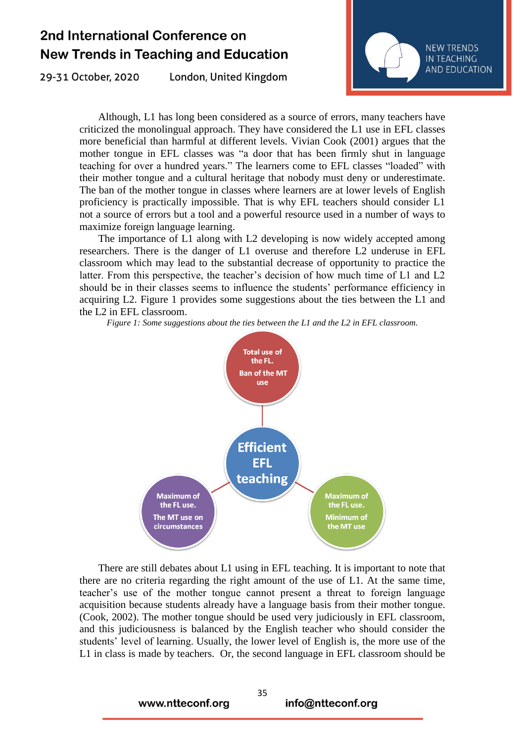Although, L1 has long been considered as a source of errors, many teachers have criticized the monolingual approach. They have considered the L1 use in EFL classes more beneficial than harmful at different levels. Vivian Cook (2001) argues that the mother tongue in EFL classes was “a door that has been firmly shut in language teaching for over a hundred years.” The learners come to EFL classes “loaded” with their mother tongue and a cultural heritage that nobody must deny or underestimate. The ban of the mother tongue in classes where learners are at lower levels of English proficiency is practically impossible. That is why EFL teachers should consider L1 not a source of errors but a tool and a powerful resource used in a number of ways to maximize foreign language learning.

The importance of L1 along with L2 developing is now widely accepted among researchers. There is the danger of L1 overuse and therefore L2 underuse in EFL classroom which may lead to the substantial decrease of opportunity to practice the latter. From this perspective, the teacher’s decision of how much time of L1 and L2 should be in their classes seems to influence the students’ performance efficiency in acquiring L2. Figure 1 provides some suggestions about the ties between the L1 and the L2 in EFL classroom.

*Figure 1: Some suggestions about the ties between the L1 and the L2 in EFL classroom.*

Total use of the FL. Ban of the MT use

Efficient EFL teaching

Maximum of the FL use. The MT use on circumstances

Maximum of the FL use. Minimum of the MT use

There are still debates about L1 using in EFL teaching. It is important to note that there are no criteria regarding the right amount of the use of L1. At the same time, teacher’s use of the mother tongue cannot present a threat to foreign language acquisition because students already have a language basis from their mother tongue. (Cook, 2002). The mother tongue should be used very judiciously in EFL classroom, and this judiciousness is balanced by the English teacher who should consider the students’ level of learning. Usually, the lower level of English is, the more use of the L1 in class is made by teachers. Or, the second language in EFL classroom should be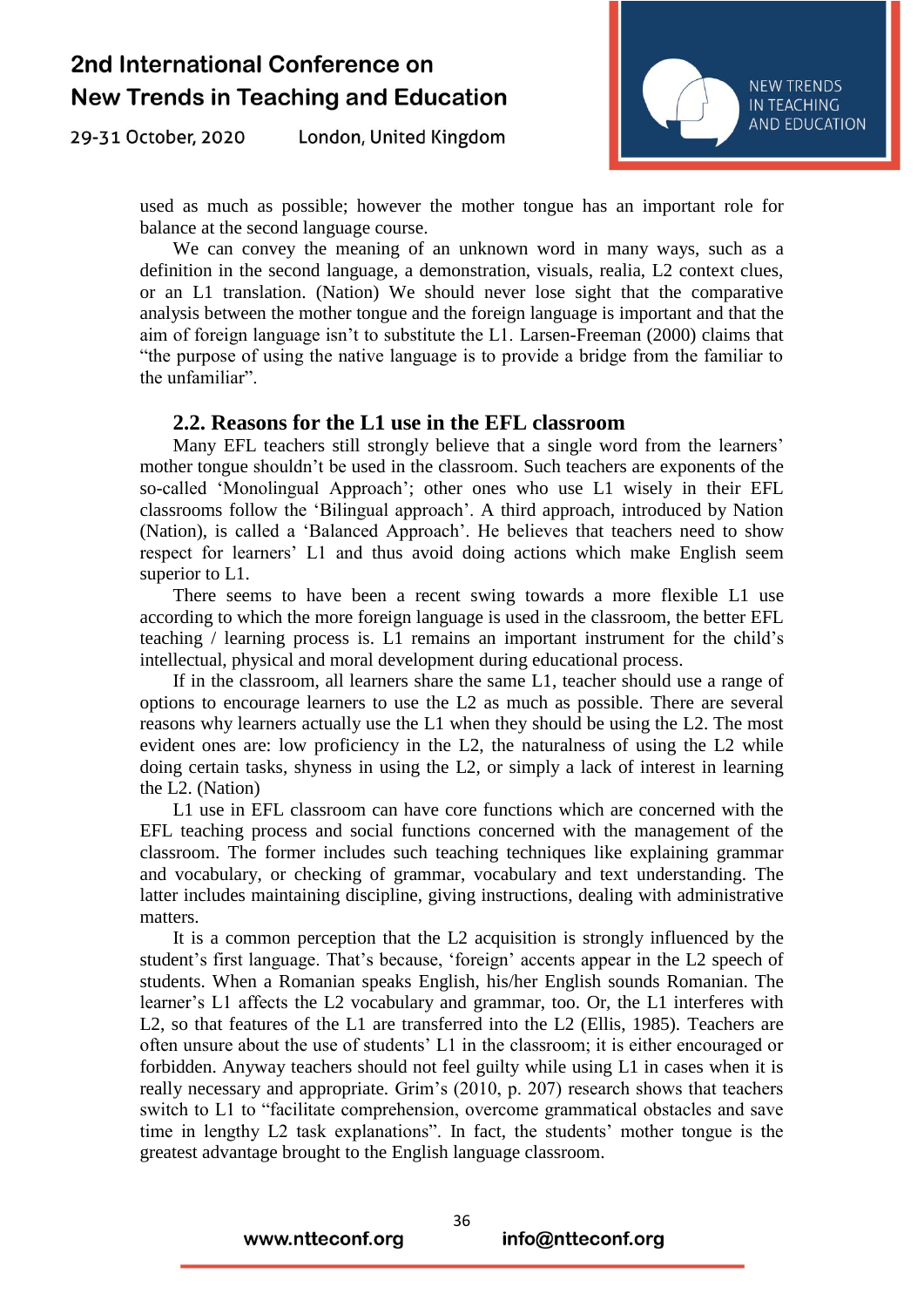used as much as possible; however the mother tongue has an important role for balance at the second language course.

We can convey the meaning of an unknown word in many ways, such as a definition in the second language, a demonstration, visuals, realia, L2 context clues, or an L1 translation. (Nation) We should never lose sight that the comparative analysis between the mother tongue and the foreign language is important and that the aim of foreign language isn't to substitute the L1. Larsen-Freeman (2000) claims that "the purpose of using the native language is to provide a bridge from the familiar to the unfamiliar".

## 2.2. Reasons for the L1 use in the EFL classroom

Many EFL teachers still strongly believe that a single word from the learners' mother tongue shouldn't be used in the classroom. Such teachers are exponents of the so-called 'Monolingual Approach'; other ones who use L1 wisely in their EFL classrooms follow the 'Bilingual approach'. A third approach, introduced by Nation (Nation), is called a 'Balanced Approach'. He believes that teachers need to show respect for learners' L1 and thus avoid doing actions which make English seem superior to L1.

There seems to have been a recent swing towards a more flexible L1 use according to which the more foreign language is used in the classroom, the better EFL teaching / learning process is. L1 remains an important instrument for the child's intellectual, physical and moral development during educational process.

If in the classroom, all learners share the same L1, teacher should use a range of options to encourage learners to use the L2 as much as possible. There are several reasons why learners actually use the L1 when they should be using the L2. The most evident ones are: low proficiency in the L2, the naturalness of using the L2 while doing certain tasks, shyness in using the L2, or simply a lack of interest in learning the L2. (Nation)

L1 use in EFL classroom can have core functions which are concerned with the EFL teaching process and social functions concerned with the management of the classroom. The former includes such teaching techniques like explaining grammar and vocabulary, or checking of grammar, vocabulary and text understanding. The latter includes maintaining discipline, giving instructions, dealing with administrative matters.

It is a common perception that the L2 acquisition is strongly influenced by the student's first language. That's because, 'foreign' accents appear in the L2 speech of students. When a Romanian speaks English, his/her English sounds Romanian. The learner's L1 affects the L2 vocabulary and grammar, too. Or, the L1 interferes with L2, so that features of the L1 are transferred into the L2 (Ellis, 1985). Teachers are often unsure about the use of students' L1 in the classroom; it is either encouraged or forbidden. Anyway teachers should not feel guilty while using L1 in cases when it is really necessary and appropriate. Grim's (2010, p. 207) research shows that teachers switch to L1 to "facilitate comprehension, overcome grammatical obstacles and save time in lengthy L2 task explanations". In fact, the students' mother tongue is the greatest advantage brought to the English language classroom.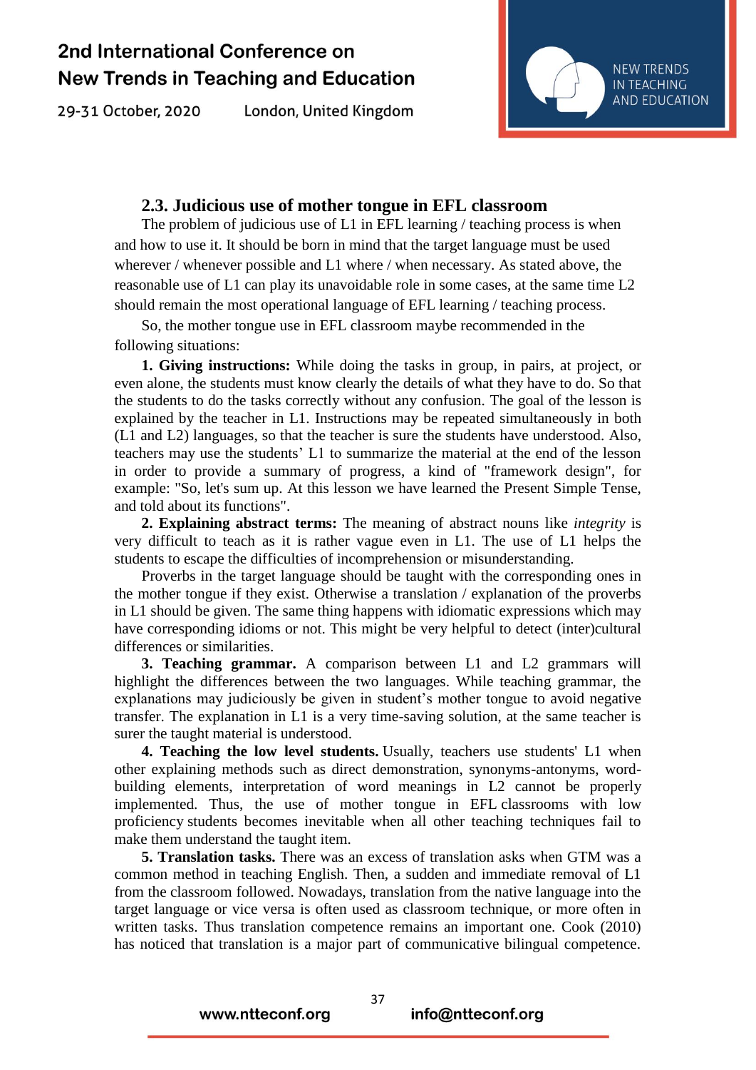### 2.3. Judicious use of mother tongue in EFL classroom

The problem of judicious use of L1 in EFL learning / teaching process is when and how to use it. It should be born in mind that the target language must be used wherever / whenever possible and L1 where / when necessary. As stated above, the reasonable use of L1 can play its unavoidable role in some cases, at the same time L2 should remain the most operational language of EFL learning / teaching process.

So, the mother tongue use in EFL classroom maybe recommended in the following situations:

**1. Giving instructions:** While doing the tasks in group, in pairs, at project, or even alone, the students must know clearly the details of what they have to do. So that the students to do the tasks correctly without any confusion. The goal of the lesson is explained by the teacher in L1. Instructions may be repeated simultaneously in both (L1 and L2) languages, so that the teacher is sure the students have understood. Also, teachers may use the students' L1 to summarize the material at the end of the lesson in order to provide a summary of progress, a kind of "framework design", for example: "So, let's sum up. At this lesson we have learned the Present Simple Tense, and told about its functions".

**2. Explaining abstract terms:** The meaning of abstract nouns like *integrity* is very difficult to teach as it is rather vague even in L1. The use of L1 helps the students to escape the difficulties of incomprehension or misunderstanding.

Proverbs in the target language should be taught with the corresponding ones in the mother tongue if they exist. Otherwise a translation / explanation of the proverbs in L1 should be given. The same thing happens with idiomatic expressions which may have corresponding idioms or not. This might be very helpful to detect (inter)cultural differences or similarities.

**3. Teaching grammar.** A comparison between L1 and L2 grammars will highlight the differences between the two languages. While teaching grammar, the explanations may judiciously be given in student's mother tongue to avoid negative transfer. The explanation in L1 is a very time-saving solution, at the same teacher is surer the taught material is understood.

**4. Teaching the low level students.** Usually, teachers use students' L1 when other explaining methods such as direct demonstration, synonyms-antonyms, word-building elements, interpretation of word meanings in L2 cannot be properly implemented. Thus, the use of mother tongue in EFL classrooms with low proficiency students becomes inevitable when all other teaching techniques fail to make them understand the taught item.

**5. Translation tasks.** There was an excess of translation asks when GTM was a common method in teaching English. Then, a sudden and immediate removal of L1 from the classroom followed. Nowadays, translation from the native language into the target language or vice versa is often used as classroom technique, or more often in written tasks. Thus translation competence remains an important one. Cook (2010) has noticed that translation is a major part of communicative bilingual competence.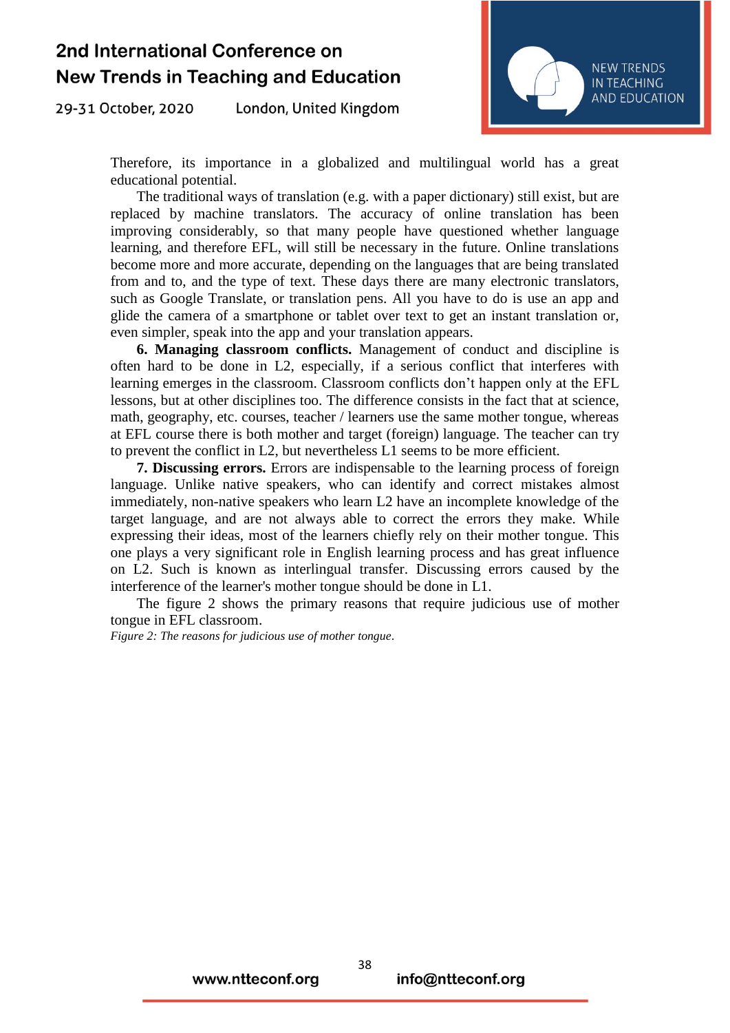Therefore, its importance in a globalized and multilingual world has a great educational potential.

The traditional ways of translation (e.g. with a paper dictionary) still exist, but are replaced by machine translators. The accuracy of online translation has been improving considerably, so that many people have questioned whether language learning, and therefore EFL, will still be necessary in the future. Online translations become more and more accurate, depending on the languages that are being translated from and to, and the type of text. These days there are many electronic translators, such as Google Translate, or translation pens. All you have to do is use an app and glide the camera of a smartphone or tablet over text to get an instant translation or, even simpler, speak into the app and your translation appears.

**6. Managing classroom conflicts.** Management of conduct and discipline is often hard to be done in L2, especially, if a serious conflict that interferes with learning emerges in the classroom. Classroom conflicts don't happen only at the EFL lessons, but at other disciplines too. The difference consists in the fact that at science, math, geography, etc. courses, teacher / learners use the same mother tongue, whereas at EFL course there is both mother and target (foreign) language. The teacher can try to prevent the conflict in L2, but nevertheless L1 seems to be more efficient.

**7. Discussing errors.** Errors are indispensable to the learning process of foreign language. Unlike native speakers, who can identify and correct mistakes almost immediately, non-native speakers who learn L2 have an incomplete knowledge of the target language, and are not always able to correct the errors they make. While expressing their ideas, most of the learners chiefly rely on their mother tongue. This one plays a very significant role in English learning process and has great influence on L2. Such is known as interlingual transfer. Discussing errors caused by the interference of the learner's mother tongue should be done in L1.

The figure 2 shows the primary reasons that require judicious use of mother tongue in EFL classroom.

*Figure 2: The reasons for judicious use of mother tongue.*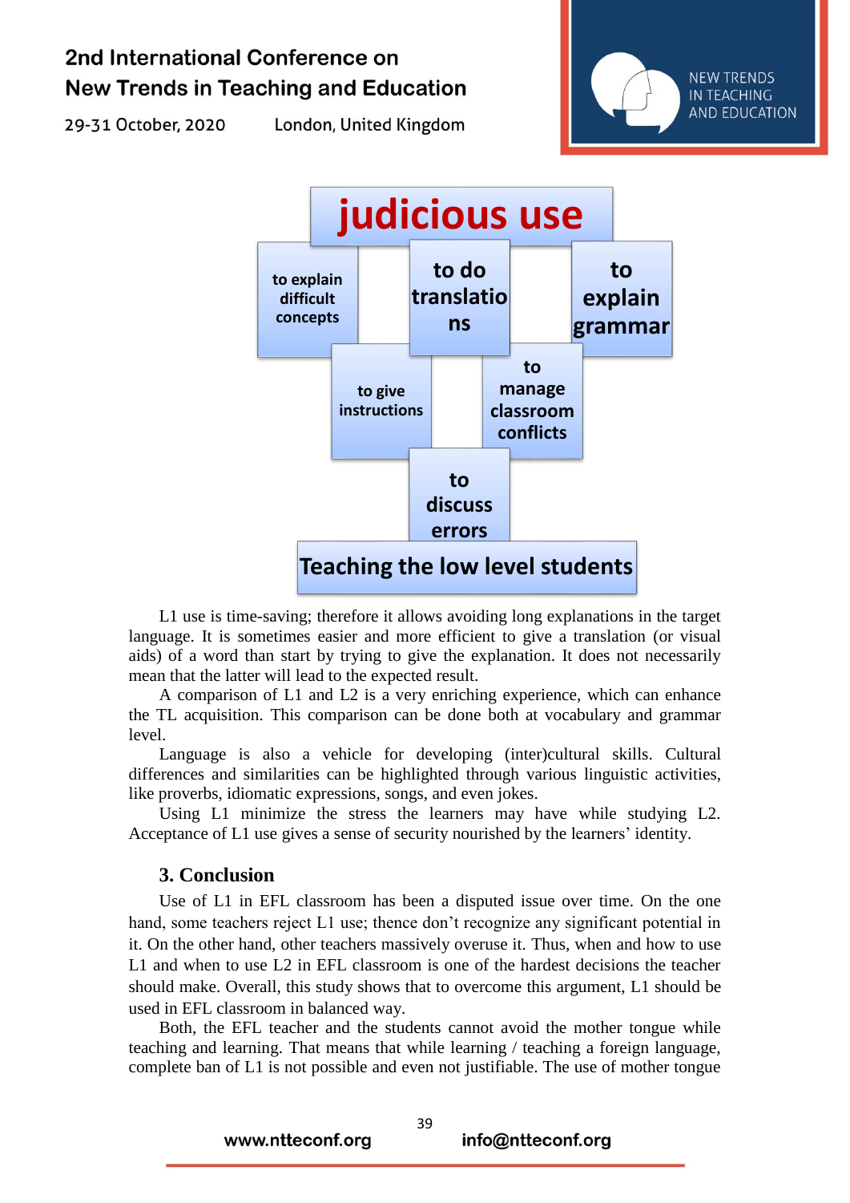**judicious use**

to explain difficult concepts

to do translations

to explain grammar

to give instructions

to manage classroom conflicts

to discuss errors

**Teaching the low level students**

L1 use is time-saving; therefore it allows avoiding long explanations in the target language. It is sometimes easier and more efficient to give a translation (or visual aids) of a word than start by trying to give the explanation. It does not necessarily mean that the latter will lead to the expected result.

A comparison of L1 and L2 is a very enriching experience, which can enhance the TL acquisition. This comparison can be done both at vocabulary and grammar level.

Language is also a vehicle for developing (inter)cultural skills. Cultural differences and similarities can be highlighted through various linguistic activities, like proverbs, idiomatic expressions, songs, and even jokes.

Using L1 minimize the stress the learners may have while studying L2. Acceptance of L1 use gives a sense of security nourished by the learners' identity.

## 3. Conclusion

Use of L1 in EFL classroom has been a disputed issue over time. On the one hand, some teachers reject L1 use; thence don't recognize any significant potential in it. On the other hand, other teachers massively overuse it. Thus, when and how to use L1 and when to use L2 in EFL classroom is one of the hardest decisions the teacher should make. Overall, this study shows that to overcome this argument, L1 should be used in EFL classroom in balanced way.

Both, the EFL teacher and the students cannot avoid the mother tongue while teaching and learning. That means that while learning / teaching a foreign language, complete ban of L1 is not possible and even not justifiable. The use of mother tongue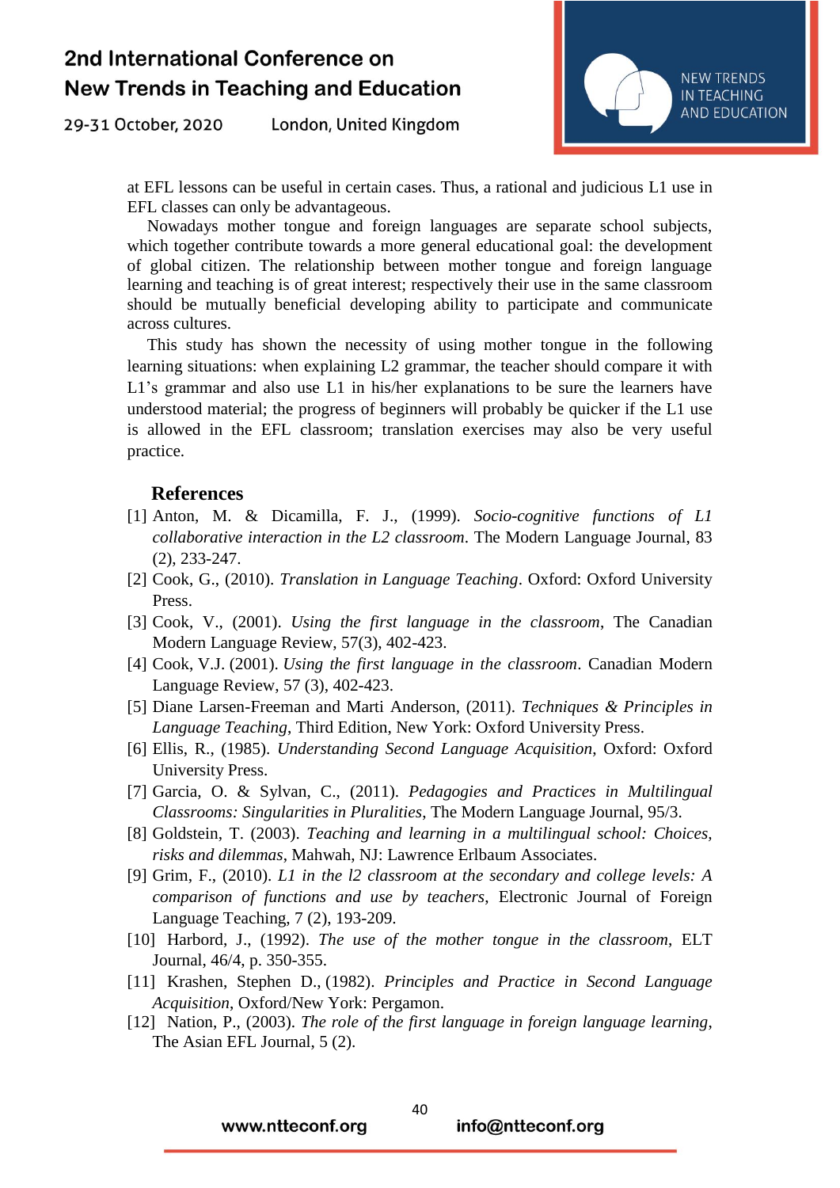at EFL lessons can be useful in certain cases. Thus, a rational and judicious L1 use in EFL classes can only be advantageous.

Nowadays mother tongue and foreign languages are separate school subjects, which together contribute towards a more general educational goal: the development of global citizen. The relationship between mother tongue and foreign language learning and teaching is of great interest; respectively their use in the same classroom should be mutually beneficial developing ability to participate and communicate across cultures.

This study has shown the necessity of using mother tongue in the following learning situations: when explaining L2 grammar, the teacher should compare it with L1's grammar and also use L1 in his/her explanations to be sure the learners have understood material; the progress of beginners will probably be quicker if the L1 use is allowed in the EFL classroom; translation exercises may also be very useful practice.

## References

[1] Anton, M. & Dicamilla, F. J., (1999). *Socio-cognitive functions of L1 collaborative interaction in the L2 classroom*. The Modern Language Journal, 83 (2), 233-247.

[2] Cook, G., (2010). *Translation in Language Teaching*. Oxford: Oxford University Press.

[3] Cook, V., (2001). *Using the first language in the classroom*, The Canadian Modern Language Review, 57(3), 402-423.

[4] Cook, V.J. (2001). *Using the first language in the classroom*. Canadian Modern Language Review, 57 (3), 402-423.

[5] Diane Larsen-Freeman and Marti Anderson, (2011). *Techniques & Principles in Language Teaching*, Third Edition, New York: Oxford University Press.

[6] Ellis, R., (1985). *Understanding Second Language Acquisition*, Oxford: Oxford University Press.

[7] Garcia, O. & Sylvan, C., (2011). *Pedagogies and Practices in Multilingual Classrooms: Singularities in Pluralities*, The Modern Language Journal, 95/3.

[8] Goldstein, T. (2003). *Teaching and learning in a multilingual school: Choices, risks and dilemmas*, Mahwah, NJ: Lawrence Erlbaum Associates.

[9] Grim, F., (2010). *L1 in the l2 classroom at the secondary and college levels: A comparison of functions and use by teachers*, Electronic Journal of Foreign Language Teaching, 7 (2), 193-209.

[10] Harbord, J., (1992). *The use of the mother tongue in the classroom*, ELT Journal, 46/4, p. 350-355.

[11] Krashen, Stephen D., (1982). *Principles and Practice in Second Language Acquisition*, Oxford/New York: Pergamon.

[12] Nation, P., (2003). *The role of the first language in foreign language learning*, The Asian EFL Journal, 5 (2).